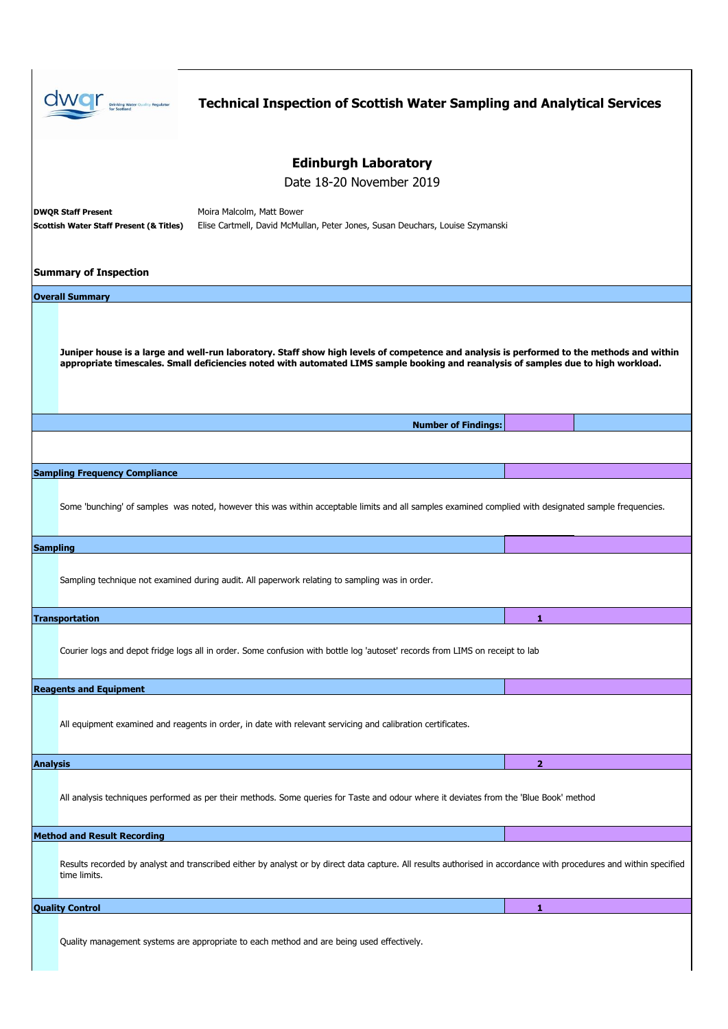# Technical Inspection of Scottish Water Sampling and Analytical Services

## Edinburgh Laboratory

Date 18-20 November 2019

**DWQR Staff Present** Moira Malcolm, Matt Bower

**Scottish Water Staff Present (& Titles)** Elise Cartmell, David McMullan, Peter Jones, Susan Deuchars, Louise Szymanski

## Summary of Inspection

| Overall Summary | |
|---|---|
| **Juniper house is a large and well-run laboratory. Staff show high levels of competence and analysis is performed to the methods and within appropriate timescales. Small deficiencies noted with automated LIMS sample booking and reanalysis of samples due to high workload.** | |
| **Number of Findings:** | |
| **Sampling Frequency Compliance** | |
| Some 'bunching' of samples was noted, however this was within acceptable limits and all samples examined complied with designated sample frequencies. | |
| **Sampling** | |
| Sampling technique not examined during audit. All paperwork relating to sampling was in order. | |
| **Transportation** | 1 |
| Courier logs and depot fridge logs all in order. Some confusion with bottle log 'autoset' records from LIMS on receipt to lab | |
| **Reagents and Equipment** | |
| All equipment examined and reagents in order, in date with relevant servicing and calibration certificates. | |
| **Analysis** | 2 |
| All analysis techniques performed as per their methods. Some queries for Taste and odour where it deviates from the 'Blue Book' method | |
| **Method and Result Recording** | |
| Results recorded by analyst and transcribed either by analyst or by direct data capture. All results authorised in accordance with procedures and within specified time limits. | |
| **Quality Control** | 1 |
| Quality management systems are appropriate to each method and are being used effectively. | |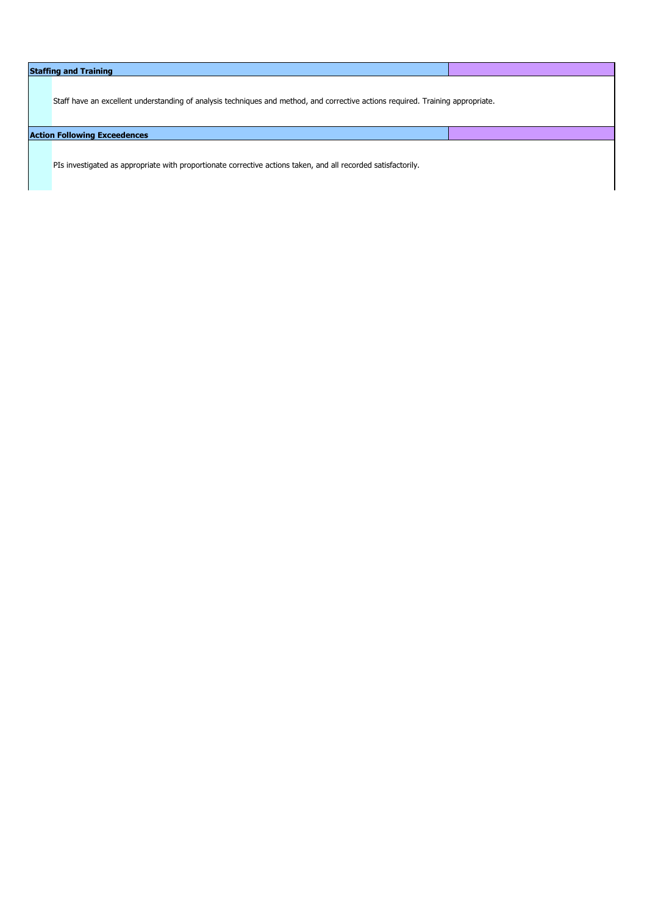**Staffing and Training**

Staff have an excellent understanding of analysis techniques and method, and corrective actions required. Training appropriate.

**Action Following Exceedences**

PIs investigated as appropriate with proportionate corrective actions taken, and all recorded satisfactorily.